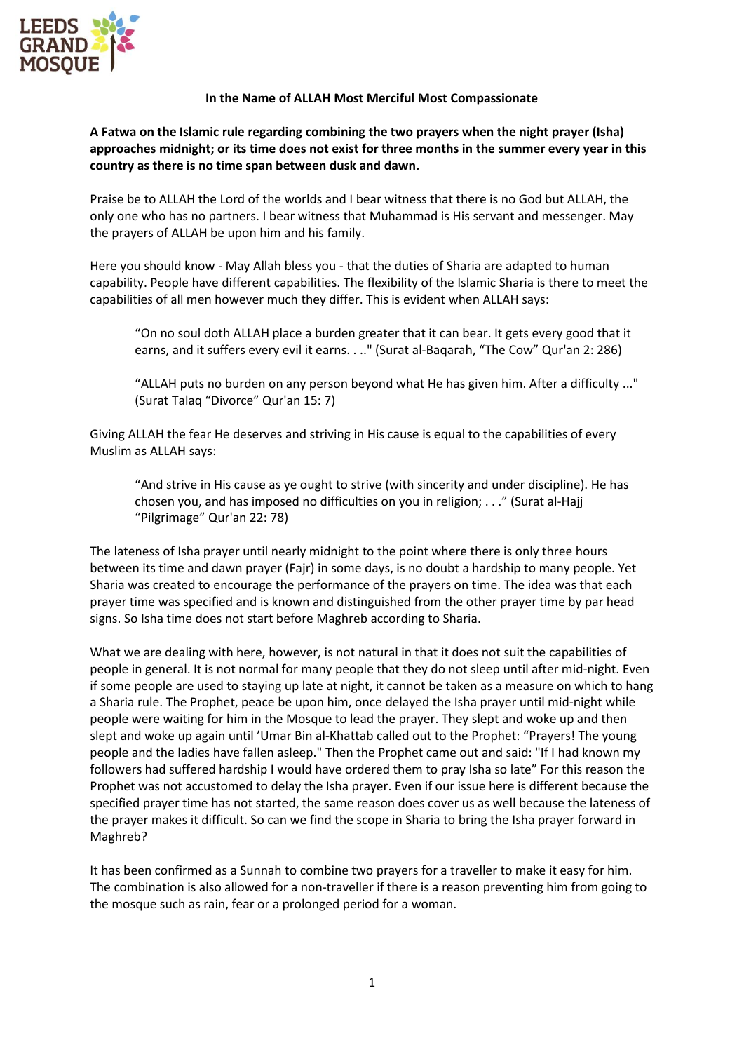**In the Name of ALLAH Most Merciful Most Compassionate**

**A Fatwa on the Islamic rule regarding combining the two prayers when the night prayer (Isha) approaches midnight; or its time does not exist for three months in the summer every year in this country as there is no time span between dusk and dawn.**

Praise be to ALLAH the Lord of the worlds and I bear witness that there is no God but ALLAH, the only one who has no partners. I bear witness that Muhammad is His servant and messenger. May the prayers of ALLAH be upon him and his family.

Here you should know - May Allah bless you - that the duties of Sharia are adapted to human capability. People have different capabilities. The flexibility of the Islamic Sharia is there to meet the capabilities of all men however much they differ. This is evident when ALLAH says:

> "On no soul doth ALLAH place a burden greater that it can bear. It gets every good that it earns, and it suffers every evil it earns. . .." (Surat al-Baqarah, "The Cow" Qur'an 2: 286)

> "ALLAH puts no burden on any person beyond what He has given him. After a difficulty ..." (Surat Talaq "Divorce" Qur'an 15: 7)

Giving ALLAH the fear He deserves and striving in His cause is equal to the capabilities of every Muslim as ALLAH says:

> "And strive in His cause as ye ought to strive (with sincerity and under discipline). He has chosen you, and has imposed no difficulties on you in religion; . . ." (Surat al-Hajj "Pilgrimage" Qur'an 22: 78)

The lateness of Isha prayer until nearly midnight to the point where there is only three hours between its time and dawn prayer (Fajr) in some days, is no doubt a hardship to many people. Yet Sharia was created to encourage the performance of the prayers on time. The idea was that each prayer time was specified and is known and distinguished from the other prayer time by par head signs. So Isha time does not start before Maghreb according to Sharia.

What we are dealing with here, however, is not natural in that it does not suit the capabilities of people in general. It is not normal for many people that they do not sleep until after mid-night. Even if some people are used to staying up late at night, it cannot be taken as a measure on which to hang a Sharia rule. The Prophet, peace be upon him, once delayed the Isha prayer until mid-night while people were waiting for him in the Mosque to lead the prayer. They slept and woke up and then slept and woke up again until 'Umar Bin al-Khattab called out to the Prophet: "Prayers! The young people and the ladies have fallen asleep." Then the Prophet came out and said: "If I had known my followers had suffered hardship I would have ordered them to pray Isha so late" For this reason the Prophet was not accustomed to delay the Isha prayer. Even if our issue here is different because the specified prayer time has not started, the same reason does cover us as well because the lateness of the prayer makes it difficult. So can we find the scope in Sharia to bring the Isha prayer forward in Maghreb?

It has been confirmed as a Sunnah to combine two prayers for a traveller to make it easy for him. The combination is also allowed for a non-traveller if there is a reason preventing him from going to the mosque such as rain, fear or a prolonged period for a woman.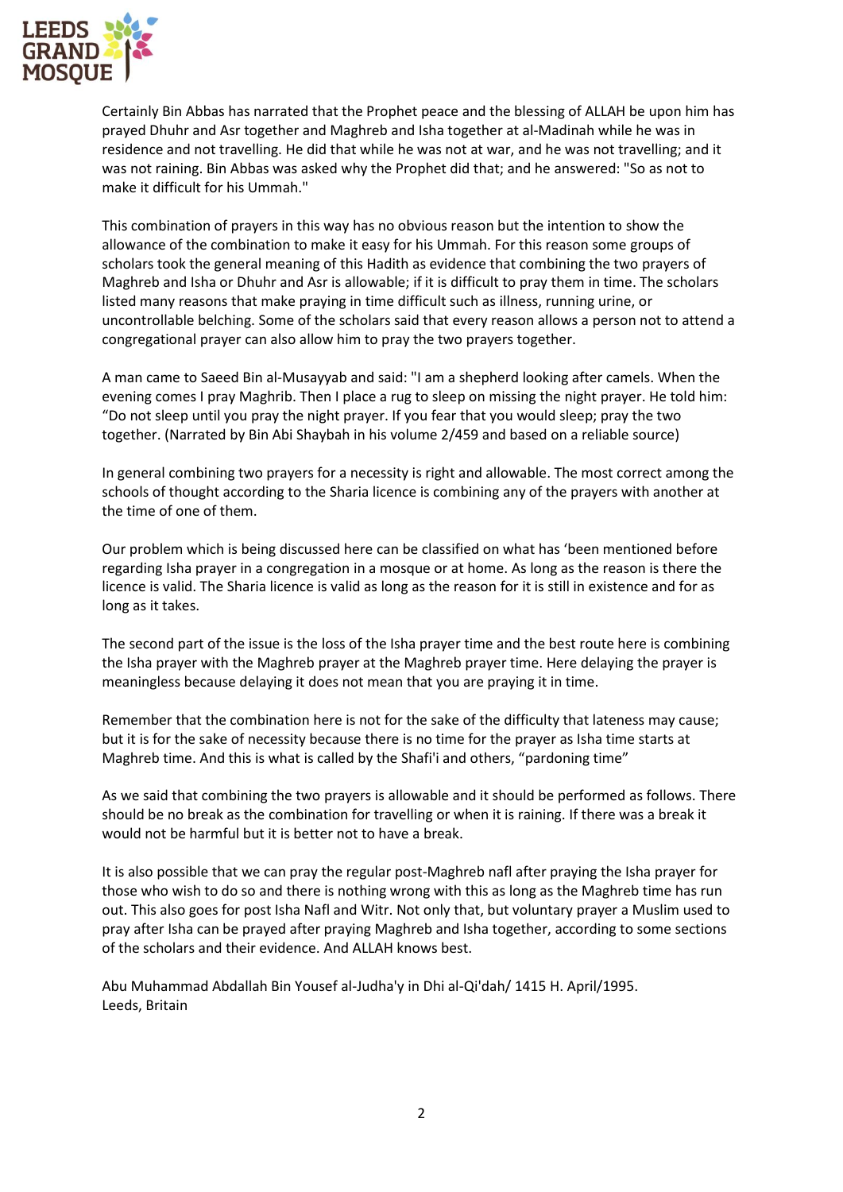Certainly Bin Abbas has narrated that the Prophet peace and the blessing of ALLAH be upon him has prayed Dhuhr and Asr together and Maghreb and Isha together at al-Madinah while he was in residence and not travelling. He did that while he was not at war, and he was not travelling; and it was not raining. Bin Abbas was asked why the Prophet did that; and he answered: "So as not to make it difficult for his Ummah."

This combination of prayers in this way has no obvious reason but the intention to show the allowance of the combination to make it easy for his Ummah. For this reason some groups of scholars took the general meaning of this Hadith as evidence that combining the two prayers of Maghreb and Isha or Dhuhr and Asr is allowable; if it is difficult to pray them in time. The scholars listed many reasons that make praying in time difficult such as illness, running urine, or uncontrollable belching. Some of the scholars said that every reason allows a person not to attend a congregational prayer can also allow him to pray the two prayers together.

A man came to Saeed Bin al-Musayyab and said: "I am a shepherd looking after camels. When the evening comes I pray Maghrib. Then I place a rug to sleep on missing the night prayer. He told him: "Do not sleep until you pray the night prayer. If you fear that you would sleep; pray the two together. (Narrated by Bin Abi Shaybah in his volume 2/459 and based on a reliable source)

In general combining two prayers for a necessity is right and allowable. The most correct among the schools of thought according to the Sharia licence is combining any of the prayers with another at the time of one of them.

Our problem which is being discussed here can be classified on what has 'been mentioned before regarding Isha prayer in a congregation in a mosque or at home. As long as the reason is there the licence is valid. The Sharia licence is valid as long as the reason for it is still in existence and for as long as it takes.

The second part of the issue is the loss of the Isha prayer time and the best route here is combining the Isha prayer with the Maghreb prayer at the Maghreb prayer time. Here delaying the prayer is meaningless because delaying it does not mean that you are praying it in time.

Remember that the combination here is not for the sake of the difficulty that lateness may cause; but it is for the sake of necessity because there is no time for the prayer as Isha time starts at Maghreb time. And this is what is called by the Shafi'i and others, "pardoning time"

As we said that combining the two prayers is allowable and it should be performed as follows. There should be no break as the combination for travelling or when it is raining. If there was a break it would not be harmful but it is better not to have a break.

It is also possible that we can pray the regular post-Maghreb nafl after praying the Isha prayer for those who wish to do so and there is nothing wrong with this as long as the Maghreb time has run out. This also goes for post Isha Nafl and Witr. Not only that, but voluntary prayer a Muslim used to pray after Isha can be prayed after praying Maghreb and Isha together, according to some sections of the scholars and their evidence. And ALLAH knows best.

Abu Muhammad Abdallah Bin Yousef al-Judha'y in Dhi al-Qi'dah/ 1415 H. April/1995.
Leeds, Britain